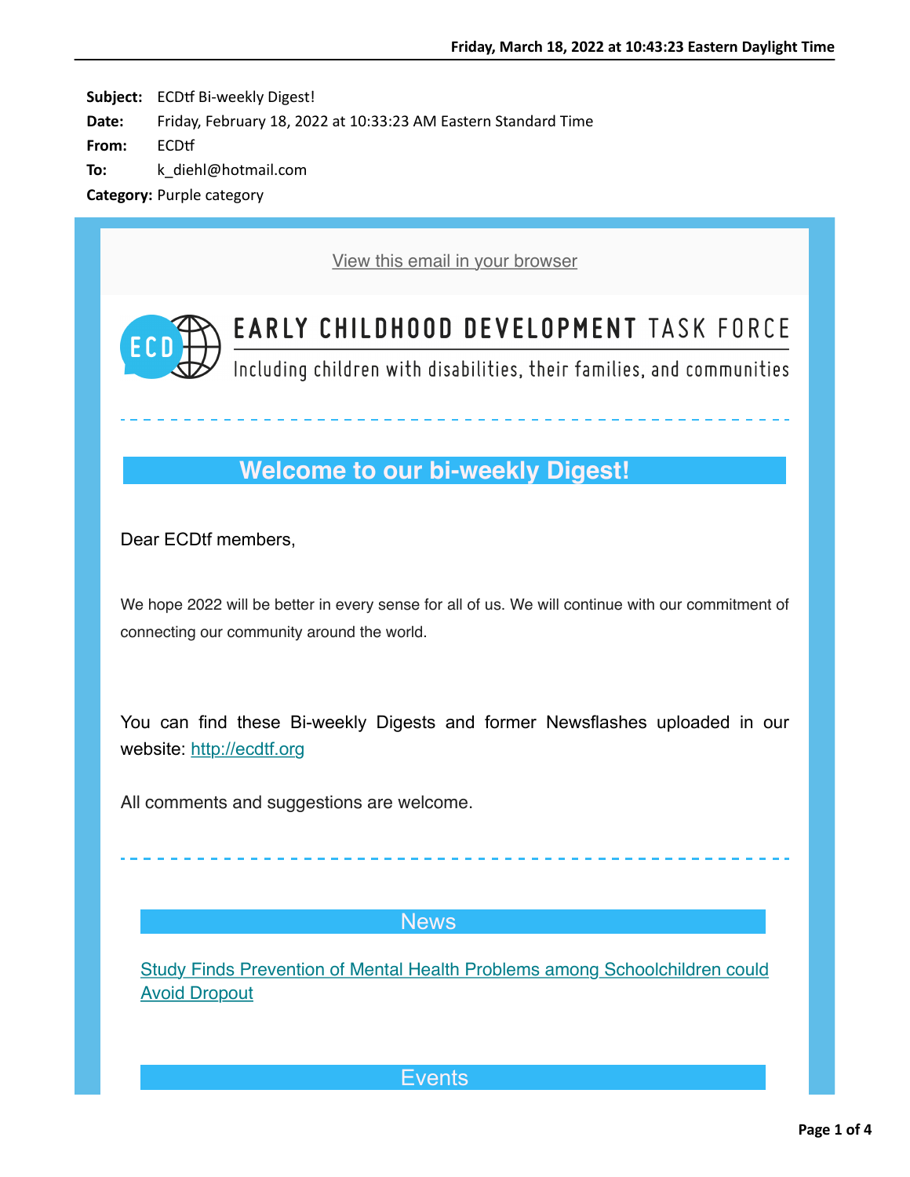**Subject:** ECDtf Bi-weekly Digest!
**Date:** Friday, February 18, 2022 at 10:33:23 AM Eastern Standard Time
**From:** ECDtf
**To:** k_diehl@hotmail.com
**Category:** Purple category

View this email in your browser

EARLY CHILDHOOD DEVELOPMENT TASK FORCE
Including children with disabilities, their families, and communities

## Welcome to our bi-weekly Digest!

Dear ECDtf members,

We hope 2022 will be better in every sense for all of us. We will continue with our commitment of connecting our community around the world.

You can find these Bi-weekly Digests and former Newsflashes uploaded in our website: http://ecdtf.org

All comments and suggestions are welcome.

## News

Study Finds Prevention of Mental Health Problems among Schoolchildren could Avoid Dropout

## Events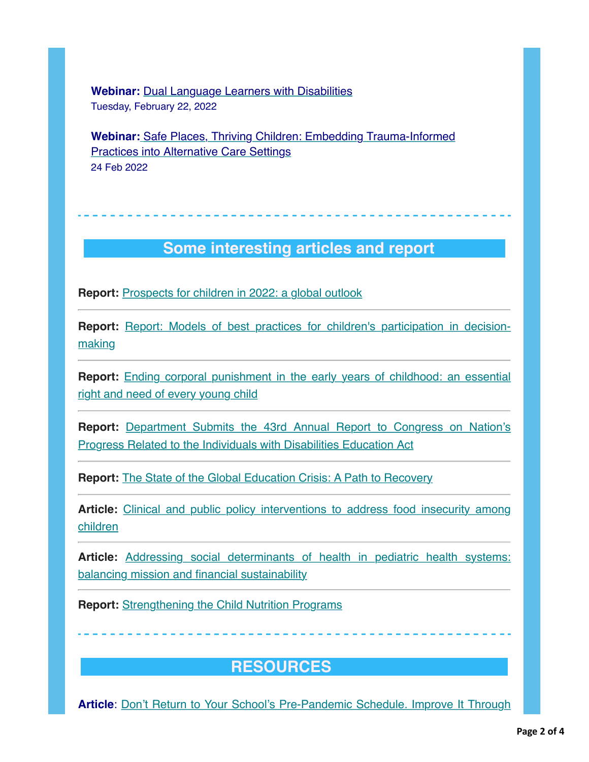**Webinar:** Dual Language Learners with Disabilities
Tuesday, February 22, 2022

**Webinar:** Safe Places, Thriving Children: Embedding Trauma-Informed Practices into Alternative Care Settings
24 Feb 2022

---

## Some interesting articles and report

**Report:** Prospects for children in 2022: a global outlook

---

**Report:** Report: Models of best practices for children's participation in decision-making

---

**Report:** Ending corporal punishment in the early years of childhood: an essential right and need of every young child

---

**Report:** Department Submits the 43rd Annual Report to Congress on Nation's Progress Related to the Individuals with Disabilities Education Act

---

**Report:** The State of the Global Education Crisis: A Path to Recovery

---

**Article:** Clinical and public policy interventions to address food insecurity among children

---

**Article:** Addressing social determinants of health in pediatric health systems: balancing mission and financial sustainability

---

**Report:** Strengthening the Child Nutrition Programs

---

## RESOURCES

**Article**: Don't Return to Your School's Pre-Pandemic Schedule. Improve It Through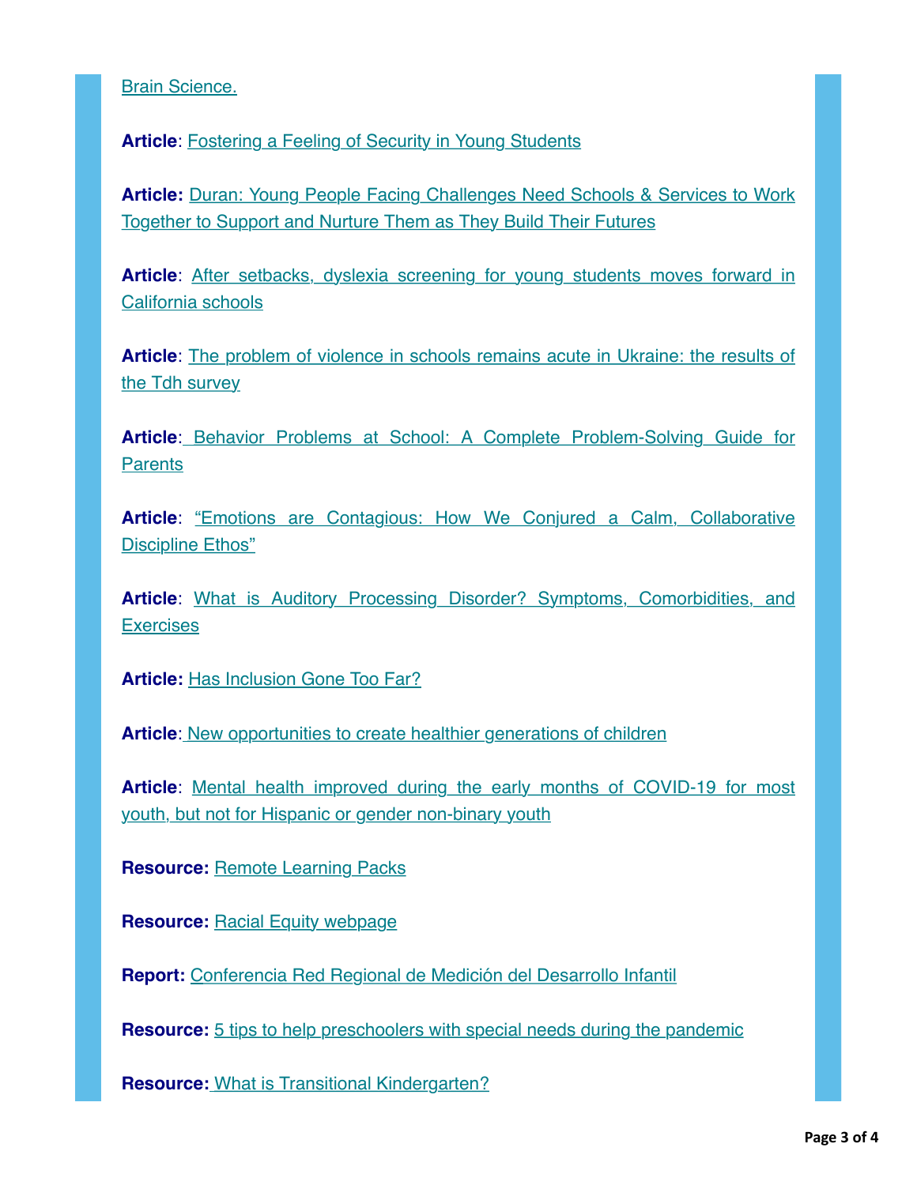Brain Science.

**Article**: Fostering a Feeling of Security in Young Students

**Article:** Duran: Young People Facing Challenges Need Schools & Services to Work Together to Support and Nurture Them as They Build Their Futures

**Article**: After setbacks, dyslexia screening for young students moves forward in California schools

**Article**: The problem of violence in schools remains acute in Ukraine: the results of the Tdh survey

**Article**: Behavior Problems at School: A Complete Problem-Solving Guide for Parents

**Article**: "Emotions are Contagious: How We Conjured a Calm, Collaborative Discipline Ethos"

**Article**: What is Auditory Processing Disorder? Symptoms, Comorbidities, and Exercises

**Article:** Has Inclusion Gone Too Far?

**Article**: New opportunities to create healthier generations of children

**Article**: Mental health improved during the early months of COVID-19 for most youth, but not for Hispanic or gender non-binary youth

**Resource:** Remote Learning Packs

**Resource:** Racial Equity webpage

**Report:** Conferencia Red Regional de Medición del Desarrollo Infantil

**Resource:** 5 tips to help preschoolers with special needs during the pandemic

**Resource:** What is Transitional Kindergarten?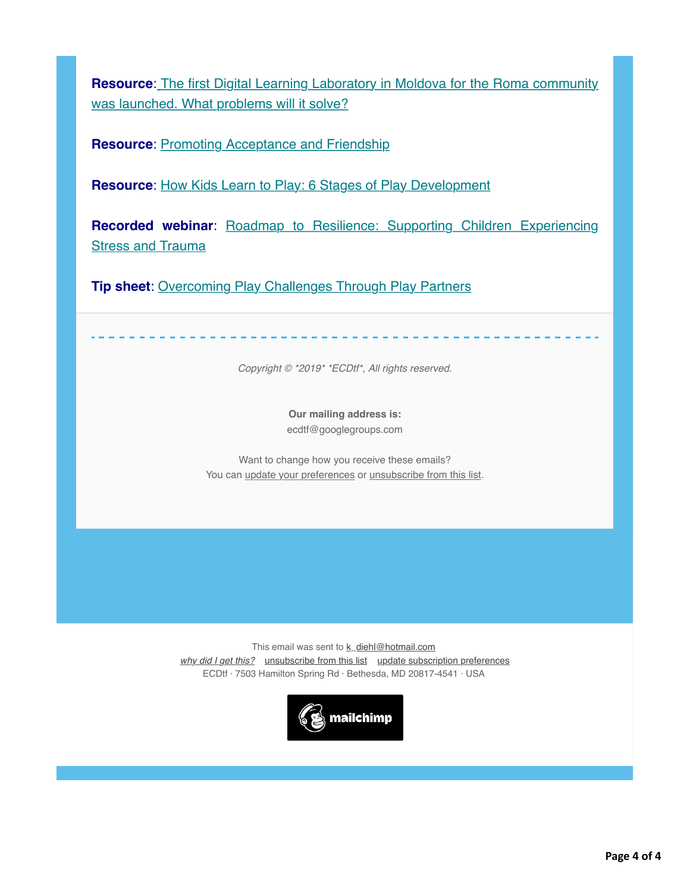**Resource**: The first Digital Learning Laboratory in Moldova for the Roma community was launched. What problems will it solve?

**Resource**: Promoting Acceptance and Friendship

**Resource**: How Kids Learn to Play: 6 Stages of Play Development

**Recorded webinar**: Roadmap to Resilience: Supporting Children Experiencing Stress and Trauma

**Tip sheet**: Overcoming Play Challenges Through Play Partners

---

*Copyright © *2019* *ECDtf*, All rights reserved.*

**Our mailing address is:**
ecdtf@googlegroups.com

Want to change how you receive these emails?
You can update your preferences or unsubscribe from this list.

This email was sent to k_diehl@hotmail.com
*why did I get this?* unsubscribe from this list update subscription preferences
ECDtf · 7503 Hamilton Spring Rd · Bethesda, MD 20817-4541 · USA

mailchimp